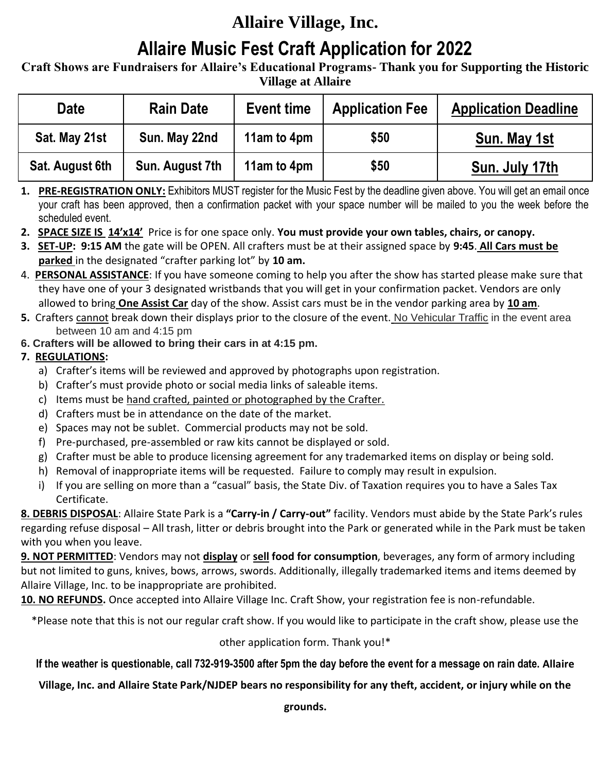# Allaire Village, Inc.

# Allaire Music Fest Craft Application for 2022

**Craft Shows are Fundraisers for Allaire's Educational Programs- Thank you for Supporting the Historic Village at Allaire**

| Date | Rain Date | Event time | Application Fee | Application Deadline |
|---|---|---|---|---|
| Sat. May 21st | Sun. May 22nd | 11am to 4pm | $50 | Sun. May 1st |
| Sat. August 6th | Sun. August 7th | 11am to 4pm | $50 | Sun. July 17th |

1. **PRE-REGISTRATION ONLY:** Exhibitors MUST register for the Music Fest by the deadline given above. You will get an email once your craft has been approved, then a confirmation packet with your space number will be mailed to you the week before the scheduled event.
2. **SPACE SIZE IS 14'x14'** Price is for one space only. **You must provide your own tables, chairs, or canopy.**
3. **SET-UP: 9:15 AM** the gate will be OPEN. All crafters must be at their assigned space by **9:45**. **All Cars must be parked** in the designated "crafter parking lot" by **10 am.**
4. **PERSONAL ASSISTANCE**: If you have someone coming to help you after the show has started please make sure that they have one of your 3 designated wristbands that you will get in your confirmation packet. Vendors are only allowed to bring **One Assist Car** day of the show. Assist cars must be in the vendor parking area by **10 am**.
5. Crafters cannot break down their displays prior to the closure of the event. No Vehicular Traffic in the event area between 10 am and 4:15 pm
6. **Crafters will be allowed to bring their cars in at 4:15 pm.**
7. **REGULATIONS:**
   a) Crafter's items will be reviewed and approved by photographs upon registration.
   b) Crafter's must provide photo or social media links of saleable items.
   c) Items must be hand crafted, painted or photographed by the Crafter.
   d) Crafters must be in attendance on the date of the market.
   e) Spaces may not be sublet. Commercial products may not be sold.
   f) Pre-purchased, pre-assembled or raw kits cannot be displayed or sold.
   g) Crafter must be able to produce licensing agreement for any trademarked items on display or being sold.
   h) Removal of inappropriate items will be requested. Failure to comply may result in expulsion.
   i) If you are selling on more than a "casual" basis, the State Div. of Taxation requires you to have a Sales Tax Certificate.

**8. DEBRIS DISPOSAL**: Allaire State Park is a **"Carry-in / Carry-out"** facility. Vendors must abide by the State Park's rules regarding refuse disposal – All trash, litter or debris brought into the Park or generated while in the Park must be taken with you when you leave.

**9. NOT PERMITTED**: Vendors may not **display** or **sell food for consumption**, beverages, any form of armory including but not limited to guns, knives, bows, arrows, swords. Additionally, illegally trademarked items and items deemed by Allaire Village, Inc. to be inappropriate are prohibited.

**10. NO REFUNDS.** Once accepted into Allaire Village Inc. Craft Show, your registration fee is non-refundable.

*Please note that this is not our regular craft show. If you would like to participate in the craft show, please use the other application form. Thank you!*

**If the weather is questionable, call 732-919-3500 after 5pm the day before the event for a message on rain date. Allaire Village, Inc. and Allaire State Park/NJDEP bears no responsibility for any theft, accident, or injury while on the grounds.**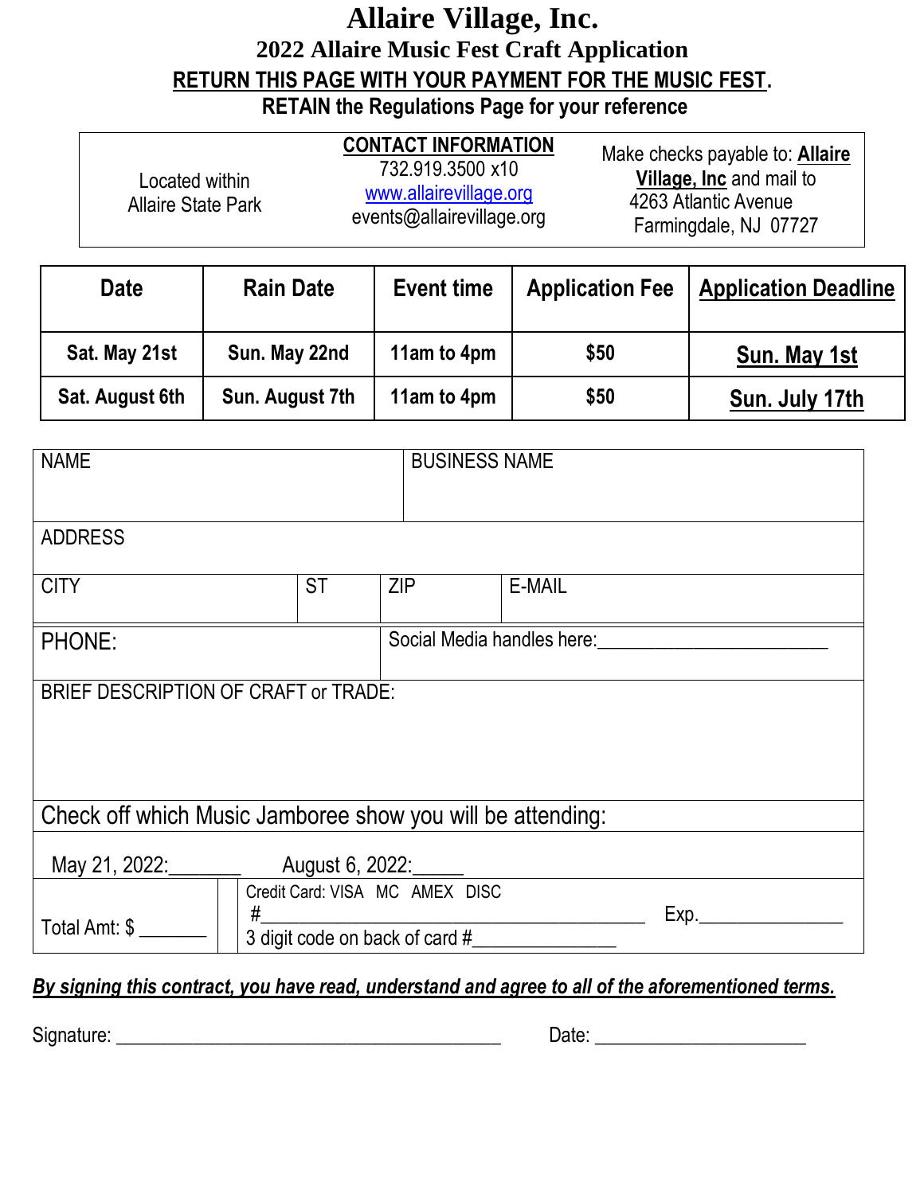# Allaire Village, Inc.

## 2022 Allaire Music Fest Craft Application

**RETURN THIS PAGE WITH YOUR PAYMENT FOR THE MUSIC FEST.**

**RETAIN the Regulations Page for your reference**

| | | |
|---|---|---|
| Located within Allaire State Park | **CONTACT INFORMATION** 732.919.3500 x10 www.allairevillage.org events@allairevillage.org | Make checks payable to: **Allaire Village, Inc** and mail to 4263 Atlantic Avenue Farmingdale, NJ 07727 |

| Date | Rain Date | Event time | Application Fee | Application Deadline |
|---|---|---|---|---|
| Sat. May 21st | Sun. May 22nd | 11am to 4pm | $50 | Sun. May 1st |
| Sat. August 6th | Sun. August 7th | 11am to 4pm | $50 | Sun. July 17th |

| | | | |
|---|---|---|---|
| NAME | | BUSINESS NAME | |
| ADDRESS | | | |
| CITY | ST | ZIP | E-MAIL |
| PHONE: | | Social Media handles here:________________________ | |
| BRIEF DESCRIPTION OF CRAFT or TRADE: | | | |

Check off which Music Jamboree show you will be attending:

May 21, 2022:_______ August 6, 2022:_____

| | |
|---|---|
| Total Amt: $ _______ | Credit Card: VISA MC AMEX DISC #________________________________________ Exp._______________ 3 digit code on back of card #______________ |

***By signing this contract, you have read, understand and agree to all of the aforementioned terms.***

Signature: ________________________________________ Date: ______________________